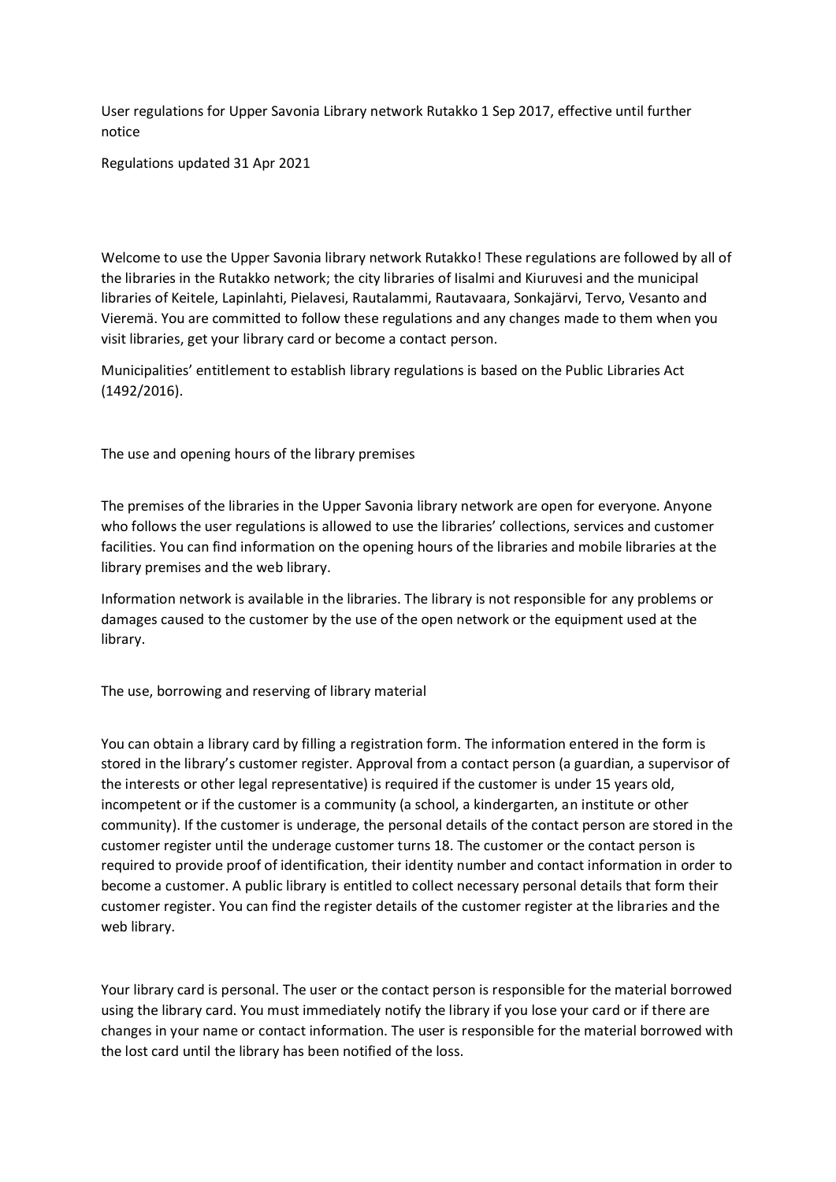User regulations for Upper Savonia Library network Rutakko 1 Sep 2017, effective until further notice

Regulations updated 31 Apr 2021

Welcome to use the Upper Savonia library network Rutakko! These regulations are followed by all of the libraries in the Rutakko network; the city libraries of Iisalmi and Kiuruvesi and the municipal libraries of Keitele, Lapinlahti, Pielavesi, Rautalammi, Rautavaara, Sonkajärvi, Tervo, Vesanto and Vieremä. You are committed to follow these regulations and any changes made to them when you visit libraries, get your library card or become a contact person.

Municipalities' entitlement to establish library regulations is based on the Public Libraries Act (1492/2016).

## The use and opening hours of the library premises

The premises of the libraries in the Upper Savonia library network are open for everyone. Anyone who follows the user regulations is allowed to use the libraries' collections, services and customer facilities. You can find information on the opening hours of the libraries and mobile libraries at the library premises and the web library.

Information network is available in the libraries. The library is not responsible for any problems or damages caused to the customer by the use of the open network or the equipment used at the library.

## The use, borrowing and reserving of library material

You can obtain a library card by filling a registration form. The information entered in the form is stored in the library's customer register. Approval from a contact person (a guardian, a supervisor of the interests or other legal representative) is required if the customer is under 15 years old, incompetent or if the customer is a community (a school, a kindergarten, an institute or other community). If the customer is underage, the personal details of the contact person are stored in the customer register until the underage customer turns 18. The customer or the contact person is required to provide proof of identification, their identity number and contact information in order to become a customer. A public library is entitled to collect necessary personal details that form their customer register. You can find the register details of the customer register at the libraries and the web library.

Your library card is personal. The user or the contact person is responsible for the material borrowed using the library card. You must immediately notify the library if you lose your card or if there are changes in your name or contact information. The user is responsible for the material borrowed with the lost card until the library has been notified of the loss.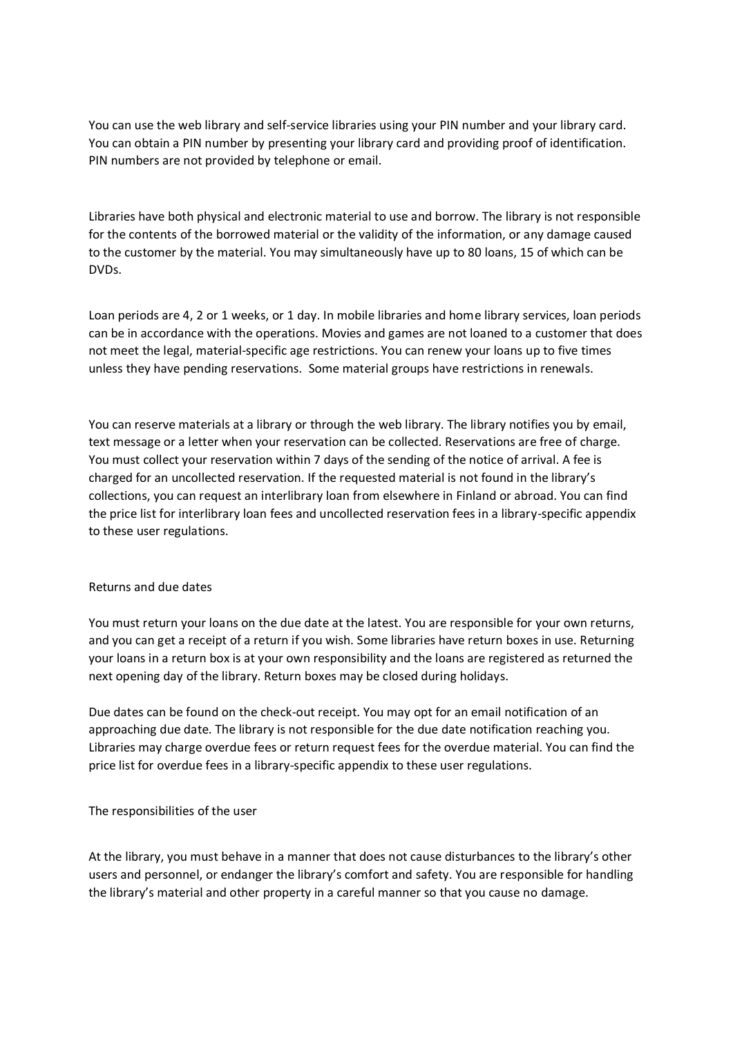You can use the web library and self-service libraries using your PIN number and your library card. You can obtain a PIN number by presenting your library card and providing proof of identification. PIN numbers are not provided by telephone or email.

Libraries have both physical and electronic material to use and borrow. The library is not responsible for the contents of the borrowed material or the validity of the information, or any damage caused to the customer by the material. You may simultaneously have up to 80 loans, 15 of which can be DVDs.

Loan periods are 4, 2 or 1 weeks, or 1 day. In mobile libraries and home library services, loan periods can be in accordance with the operations. Movies and games are not loaned to a customer that does not meet the legal, material-specific age restrictions. You can renew your loans up to five times unless they have pending reservations. Some material groups have restrictions in renewals.

You can reserve materials at a library or through the web library. The library notifies you by email, text message or a letter when your reservation can be collected. Reservations are free of charge. You must collect your reservation within 7 days of the sending of the notice of arrival. A fee is charged for an uncollected reservation. If the requested material is not found in the library's collections, you can request an interlibrary loan from elsewhere in Finland or abroad. You can find the price list for interlibrary loan fees and uncollected reservation fees in a library-specific appendix to these user regulations.

## Returns and due dates

You must return your loans on the due date at the latest. You are responsible for your own returns, and you can get a receipt of a return if you wish. Some libraries have return boxes in use. Returning your loans in a return box is at your own responsibility and the loans are registered as returned the next opening day of the library. Return boxes may be closed during holidays.

Due dates can be found on the check-out receipt. You may opt for an email notification of an approaching due date. The library is not responsible for the due date notification reaching you. Libraries may charge overdue fees or return request fees for the overdue material. You can find the price list for overdue fees in a library-specific appendix to these user regulations.

## The responsibilities of the user

At the library, you must behave in a manner that does not cause disturbances to the library's other users and personnel, or endanger the library's comfort and safety. You are responsible for handling the library's material and other property in a careful manner so that you cause no damage.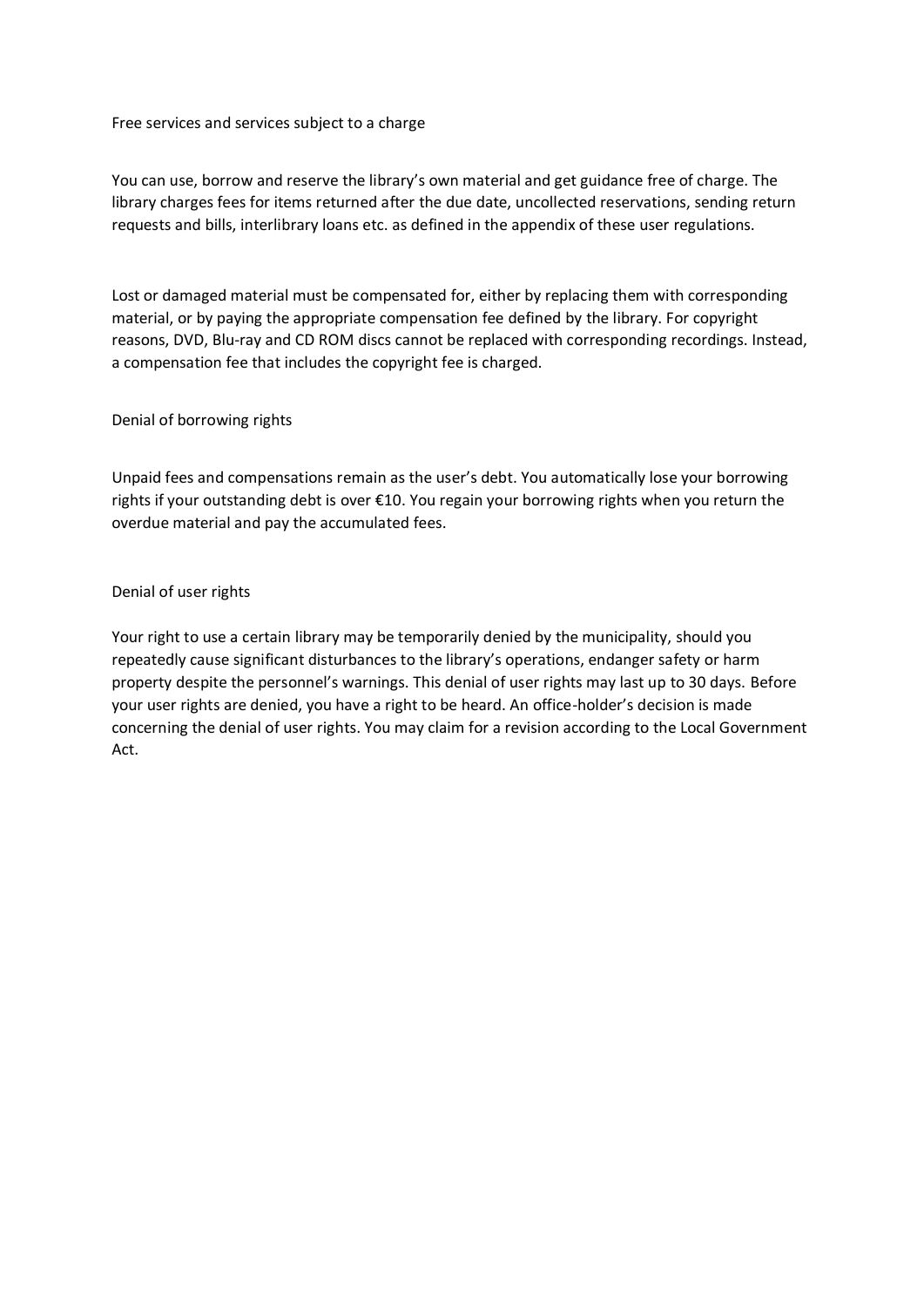## Free services and services subject to a charge

You can use, borrow and reserve the library's own material and get guidance free of charge. The library charges fees for items returned after the due date, uncollected reservations, sending return requests and bills, interlibrary loans etc. as defined in the appendix of these user regulations.

Lost or damaged material must be compensated for, either by replacing them with corresponding material, or by paying the appropriate compensation fee defined by the library. For copyright reasons, DVD, Blu-ray and CD ROM discs cannot be replaced with corresponding recordings. Instead, a compensation fee that includes the copyright fee is charged.

## Denial of borrowing rights

Unpaid fees and compensations remain as the user's debt. You automatically lose your borrowing rights if your outstanding debt is over €10. You regain your borrowing rights when you return the overdue material and pay the accumulated fees.

## Denial of user rights

Your right to use a certain library may be temporarily denied by the municipality, should you repeatedly cause significant disturbances to the library's operations, endanger safety or harm property despite the personnel's warnings. This denial of user rights may last up to 30 days. Before your user rights are denied, you have a right to be heard. An office-holder's decision is made concerning the denial of user rights. You may claim for a revision according to the Local Government Act.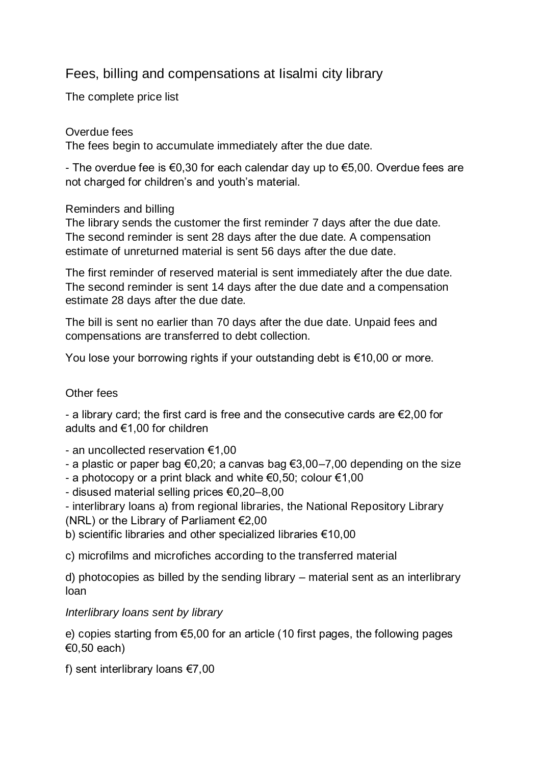# Fees, billing and compensations at Iisalmi city library

The complete price list

## Overdue fees

The fees begin to accumulate immediately after the due date.

- The overdue fee is €0,30 for each calendar day up to €5,00. Overdue fees are not charged for children's and youth's material.

## Reminders and billing

The library sends the customer the first reminder 7 days after the due date. The second reminder is sent 28 days after the due date. A compensation estimate of unreturned material is sent 56 days after the due date.

The first reminder of reserved material is sent immediately after the due date. The second reminder is sent 14 days after the due date and a compensation estimate 28 days after the due date.

The bill is sent no earlier than 70 days after the due date. Unpaid fees and compensations are transferred to debt collection.

You lose your borrowing rights if your outstanding debt is €10,00 or more.

## Other fees

- a library card; the first card is free and the consecutive cards are €2,00 for adults and €1,00 for children

- an uncollected reservation €1,00
- a plastic or paper bag €0,20; a canvas bag €3,00–7,00 depending on the size
- a photocopy or a print black and white €0,50; colour €1,00
- disused material selling prices €0,20–8,00
- interlibrary loans a) from regional libraries, the National Repository Library (NRL) or the Library of Parliament €2,00

b) scientific libraries and other specialized libraries €10,00

c) microfilms and microfiches according to the transferred material

d) photocopies as billed by the sending library – material sent as an interlibrary loan

*Interlibrary loans sent by library*

e) copies starting from €5,00 for an article (10 first pages, the following pages €0,50 each)

f) sent interlibrary loans €7,00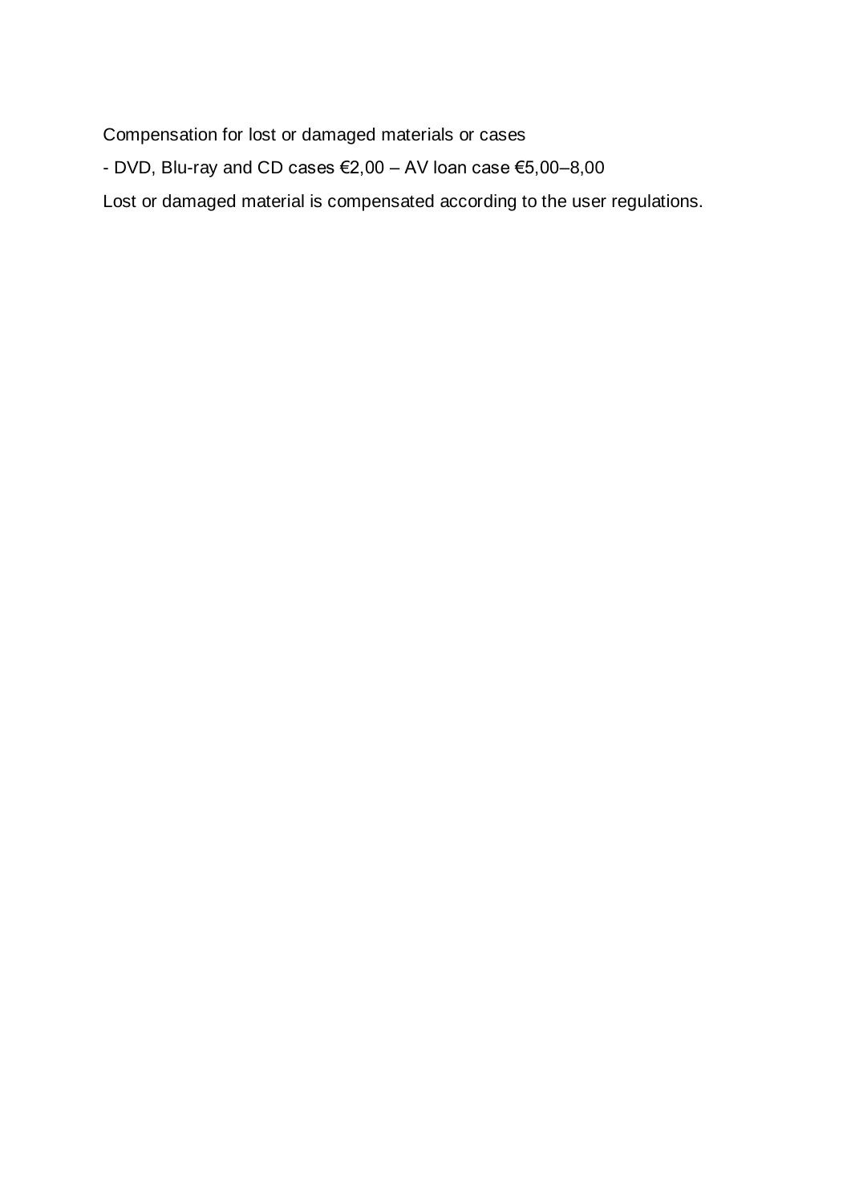Compensation for lost or damaged materials or cases

- DVD, Blu-ray and CD cases €2,00 – AV loan case €5,00–8,00

Lost or damaged material is compensated according to the user regulations.